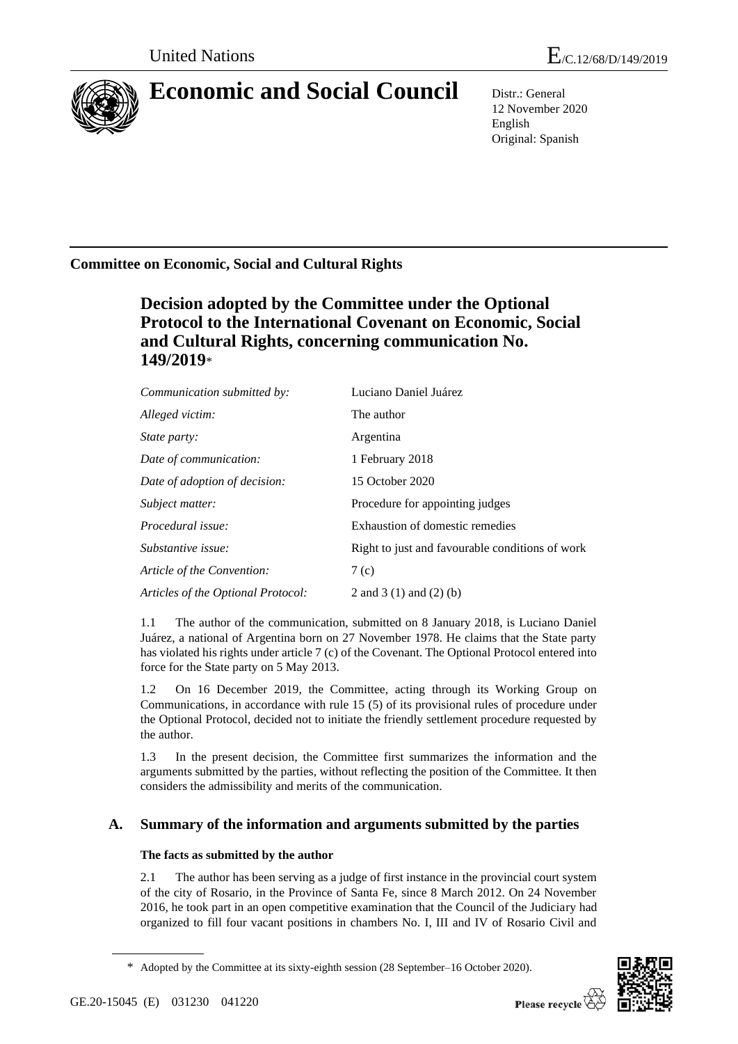United Nations

# E/C.12/68/D/149/2019

# Economic and Social Council

Distr.: General
12 November 2020
English
Original: Spanish

## Committee on Economic, Social and Cultural Rights

## Decision adopted by the Committee under the Optional Protocol to the International Covenant on Economic, Social and Cultural Rights, concerning communication No. 149/2019*

| | |
|---|---|
| *Communication submitted by:* | Luciano Daniel Juárez |
| *Alleged victim:* | The author |
| *State party:* | Argentina |
| *Date of communication:* | 1 February 2018 |
| *Date of adoption of decision:* | 15 October 2020 |
| *Subject matter:* | Procedure for appointing judges |
| *Procedural issue:* | Exhaustion of domestic remedies |
| *Substantive issue:* | Right to just and favourable conditions of work |
| *Article of the Convention:* | 7 (c) |
| *Articles of the Optional Protocol:* | 2 and 3 (1) and (2) (b) |

1.1 The author of the communication, submitted on 8 January 2018, is Luciano Daniel Juárez, a national of Argentina born on 27 November 1978. He claims that the State party has violated his rights under article 7 (c) of the Covenant. The Optional Protocol entered into force for the State party on 5 May 2013.

1.2 On 16 December 2019, the Committee, acting through its Working Group on Communications, in accordance with rule 15 (5) of its provisional rules of procedure under the Optional Protocol, decided not to initiate the friendly settlement procedure requested by the author.

1.3 In the present decision, the Committee first summarizes the information and the arguments submitted by the parties, without reflecting the position of the Committee. It then considers the admissibility and merits of the communication.

## A. Summary of the information and arguments submitted by the parties

### The facts as submitted by the author

2.1 The author has been serving as a judge of first instance in the provincial court system of the city of Rosario, in the Province of Santa Fe, since 8 March 2012. On 24 November 2016, he took part in an open competitive examination that the Council of the Judiciary had organized to fill four vacant positions in chambers No. I, III and IV of Rosario Civil and

\* Adopted by the Committee at its sixty-eighth session (28 September–16 October 2020).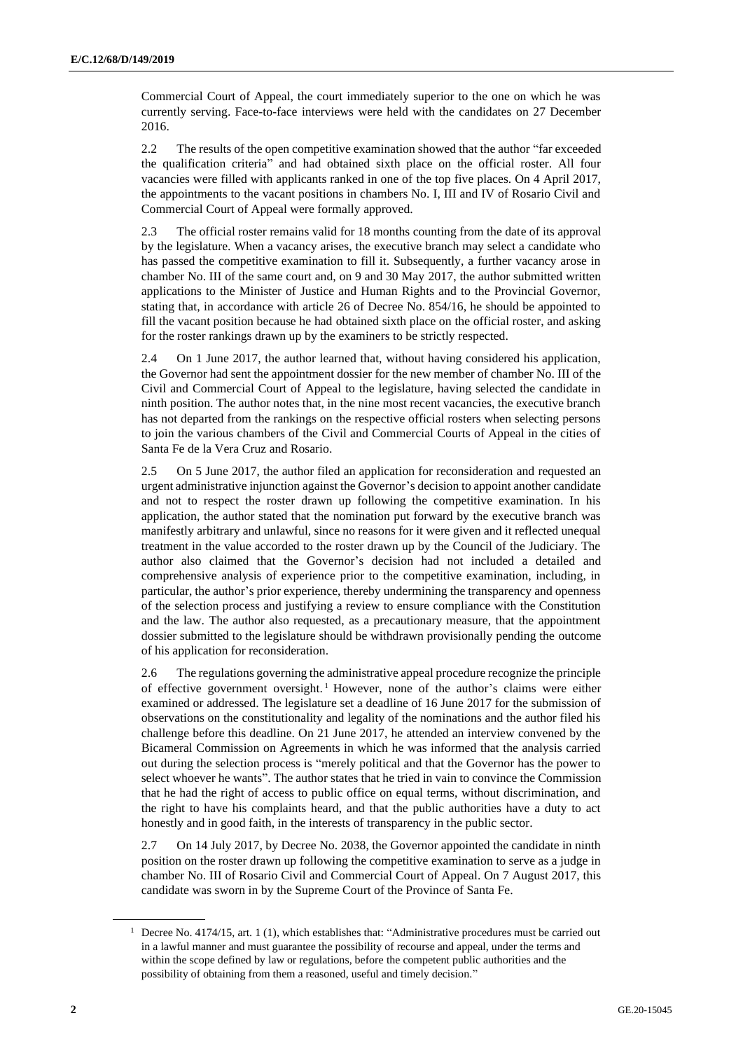Commercial Court of Appeal, the court immediately superior to the one on which he was currently serving. Face-to-face interviews were held with the candidates on 27 December 2016.

2.2 The results of the open competitive examination showed that the author "far exceeded the qualification criteria" and had obtained sixth place on the official roster. All four vacancies were filled with applicants ranked in one of the top five places. On 4 April 2017, the appointments to the vacant positions in chambers No. I, III and IV of Rosario Civil and Commercial Court of Appeal were formally approved.

2.3 The official roster remains valid for 18 months counting from the date of its approval by the legislature. When a vacancy arises, the executive branch may select a candidate who has passed the competitive examination to fill it. Subsequently, a further vacancy arose in chamber No. III of the same court and, on 9 and 30 May 2017, the author submitted written applications to the Minister of Justice and Human Rights and to the Provincial Governor, stating that, in accordance with article 26 of Decree No. 854/16, he should be appointed to fill the vacant position because he had obtained sixth place on the official roster, and asking for the roster rankings drawn up by the examiners to be strictly respected.

2.4 On 1 June 2017, the author learned that, without having considered his application, the Governor had sent the appointment dossier for the new member of chamber No. III of the Civil and Commercial Court of Appeal to the legislature, having selected the candidate in ninth position. The author notes that, in the nine most recent vacancies, the executive branch has not departed from the rankings on the respective official rosters when selecting persons to join the various chambers of the Civil and Commercial Courts of Appeal in the cities of Santa Fe de la Vera Cruz and Rosario.

2.5 On 5 June 2017, the author filed an application for reconsideration and requested an urgent administrative injunction against the Governor's decision to appoint another candidate and not to respect the roster drawn up following the competitive examination. In his application, the author stated that the nomination put forward by the executive branch was manifestly arbitrary and unlawful, since no reasons for it were given and it reflected unequal treatment in the value accorded to the roster drawn up by the Council of the Judiciary. The author also claimed that the Governor's decision had not included a detailed and comprehensive analysis of experience prior to the competitive examination, including, in particular, the author's prior experience, thereby undermining the transparency and openness of the selection process and justifying a review to ensure compliance with the Constitution and the law. The author also requested, as a precautionary measure, that the appointment dossier submitted to the legislature should be withdrawn provisionally pending the outcome of his application for reconsideration.

2.6 The regulations governing the administrative appeal procedure recognize the principle of effective government oversight.[1] However, none of the author's claims were either examined or addressed. The legislature set a deadline of 16 June 2017 for the submission of observations on the constitutionality and legality of the nominations and the author filed his challenge before this deadline. On 21 June 2017, he attended an interview convened by the Bicameral Commission on Agreements in which he was informed that the analysis carried out during the selection process is "merely political and that the Governor has the power to select whoever he wants". The author states that he tried in vain to convince the Commission that he had the right of access to public office on equal terms, without discrimination, and the right to have his complaints heard, and that the public authorities have a duty to act honestly and in good faith, in the interests of transparency in the public sector.

2.7 On 14 July 2017, by Decree No. 2038, the Governor appointed the candidate in ninth position on the roster drawn up following the competitive examination to serve as a judge in chamber No. III of Rosario Civil and Commercial Court of Appeal. On 7 August 2017, this candidate was sworn in by the Supreme Court of the Province of Santa Fe.

---

[1] Decree No. 4174/15, art. 1 (1), which establishes that: "Administrative procedures must be carried out in a lawful manner and must guarantee the possibility of recourse and appeal, under the terms and within the scope defined by law or regulations, before the competent public authorities and the possibility of obtaining from them a reasoned, useful and timely decision."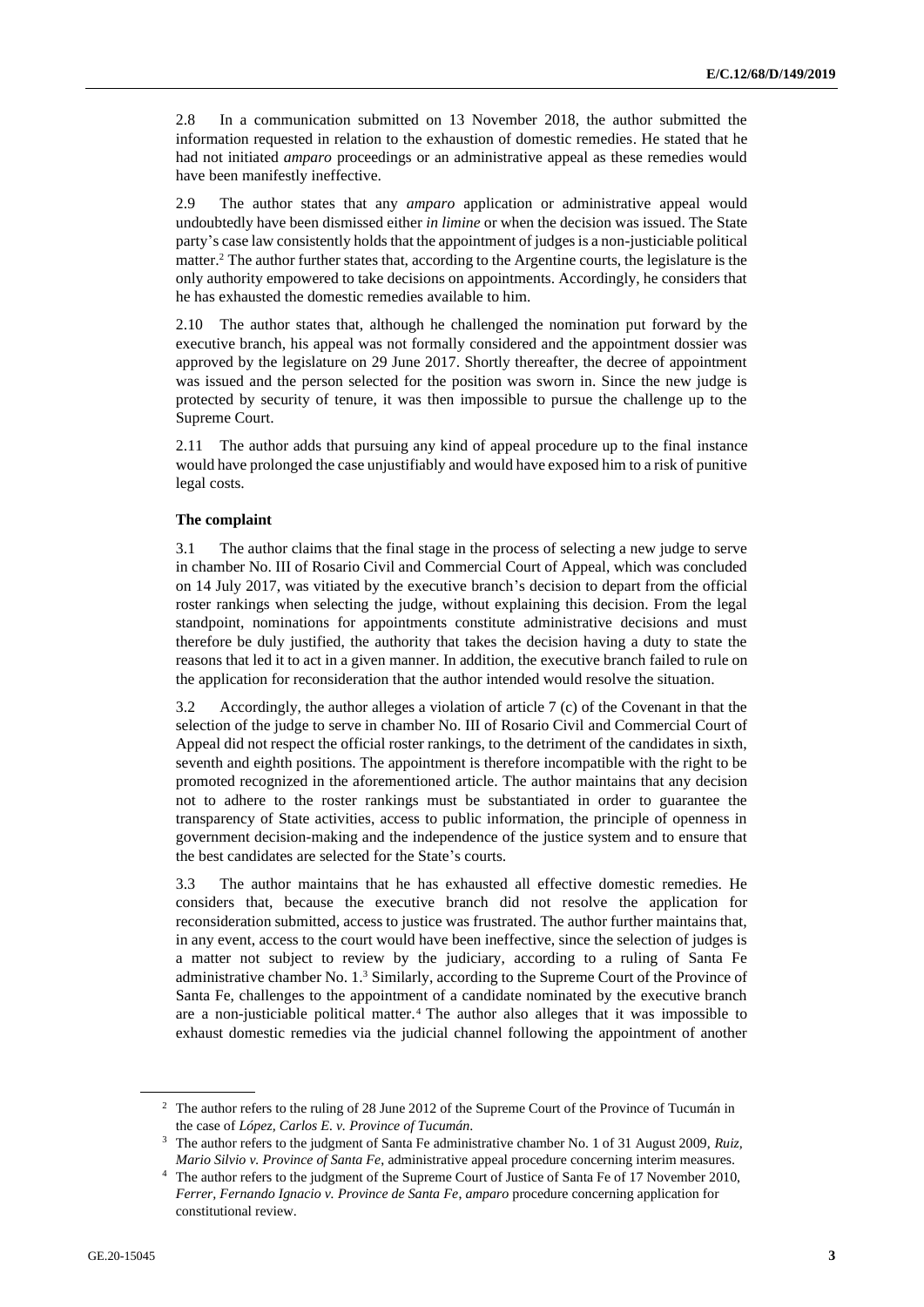2.8 In a communication submitted on 13 November 2018, the author submitted the information requested in relation to the exhaustion of domestic remedies. He stated that he had not initiated *amparo* proceedings or an administrative appeal as these remedies would have been manifestly ineffective.

2.9 The author states that any *amparo* application or administrative appeal would undoubtedly have been dismissed either *in limine* or when the decision was issued. The State party's case law consistently holds that the appointment of judges is a non-justiciable political matter.[2] The author further states that, according to the Argentine courts, the legislature is the only authority empowered to take decisions on appointments. Accordingly, he considers that he has exhausted the domestic remedies available to him.

2.10 The author states that, although he challenged the nomination put forward by the executive branch, his appeal was not formally considered and the appointment dossier was approved by the legislature on 29 June 2017. Shortly thereafter, the decree of appointment was issued and the person selected for the position was sworn in. Since the new judge is protected by security of tenure, it was then impossible to pursue the challenge up to the Supreme Court.

2.11 The author adds that pursuing any kind of appeal procedure up to the final instance would have prolonged the case unjustifiably and would have exposed him to a risk of punitive legal costs.

### The complaint

3.1 The author claims that the final stage in the process of selecting a new judge to serve in chamber No. III of Rosario Civil and Commercial Court of Appeal, which was concluded on 14 July 2017, was vitiated by the executive branch's decision to depart from the official roster rankings when selecting the judge, without explaining this decision. From the legal standpoint, nominations for appointments constitute administrative decisions and must therefore be duly justified, the authority that takes the decision having a duty to state the reasons that led it to act in a given manner. In addition, the executive branch failed to rule on the application for reconsideration that the author intended would resolve the situation.

3.2 Accordingly, the author alleges a violation of article 7 (c) of the Covenant in that the selection of the judge to serve in chamber No. III of Rosario Civil and Commercial Court of Appeal did not respect the official roster rankings, to the detriment of the candidates in sixth, seventh and eighth positions. The appointment is therefore incompatible with the right to be promoted recognized in the aforementioned article. The author maintains that any decision not to adhere to the roster rankings must be substantiated in order to guarantee the transparency of State activities, access to public information, the principle of openness in government decision-making and the independence of the justice system and to ensure that the best candidates are selected for the State's courts.

3.3 The author maintains that he has exhausted all effective domestic remedies. He considers that, because the executive branch did not resolve the application for reconsideration submitted, access to justice was frustrated. The author further maintains that, in any event, access to the court would have been ineffective, since the selection of judges is a matter not subject to review by the judiciary, according to a ruling of Santa Fe administrative chamber No. 1.[3] Similarly, according to the Supreme Court of the Province of Santa Fe, challenges to the appointment of a candidate nominated by the executive branch are a non-justiciable political matter.[4] The author also alleges that it was impossible to exhaust domestic remedies via the judicial channel following the appointment of another

---

[2] The author refers to the ruling of 28 June 2012 of the Supreme Court of the Province of Tucumán in the case of *López, Carlos E. v. Province of Tucumán*.

[3] The author refers to the judgment of Santa Fe administrative chamber No. 1 of 31 August 2009, *Ruiz, Mario Silvio v. Province of Santa Fe*, administrative appeal procedure concerning interim measures.

[4] The author refers to the judgment of the Supreme Court of Justice of Santa Fe of 17 November 2010, *Ferrer, Fernando Ignacio v. Province de Santa Fe*, *amparo* procedure concerning application for constitutional review.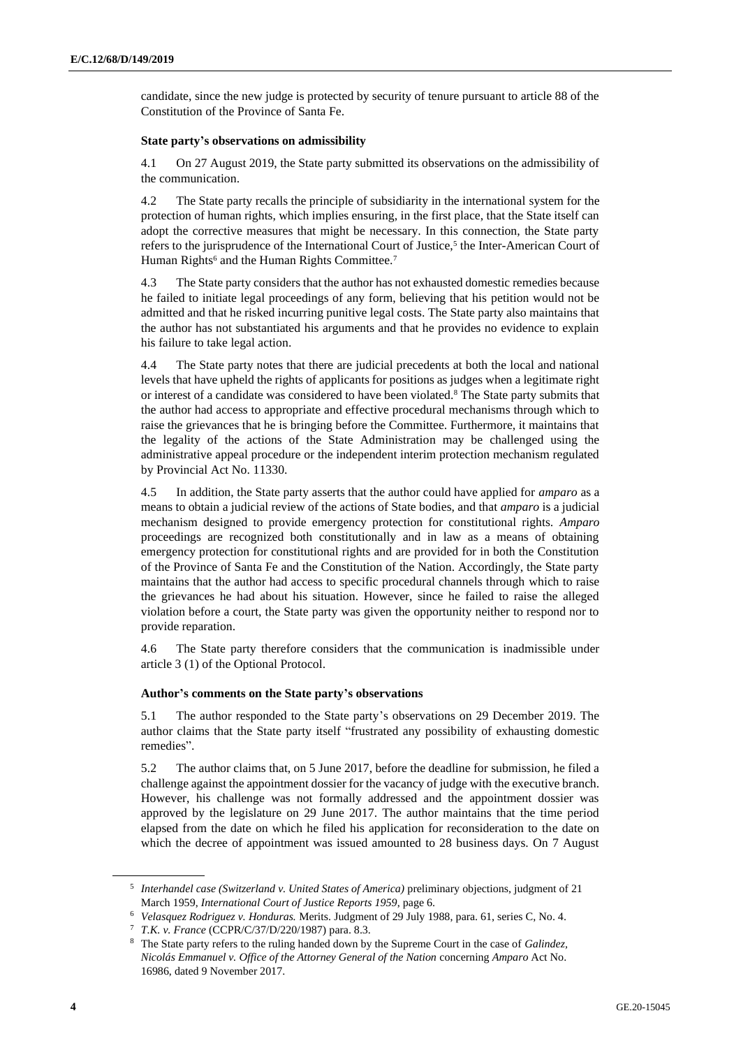candidate, since the new judge is protected by security of tenure pursuant to article 88 of the Constitution of the Province of Santa Fe.

**State party's observations on admissibility**

4.1 On 27 August 2019, the State party submitted its observations on the admissibility of the communication.

4.2 The State party recalls the principle of subsidiarity in the international system for the protection of human rights, which implies ensuring, in the first place, that the State itself can adopt the corrective measures that might be necessary. In this connection, the State party refers to the jurisprudence of the International Court of Justice,[5] the Inter-American Court of Human Rights[6] and the Human Rights Committee.[7]

4.3 The State party considers that the author has not exhausted domestic remedies because he failed to initiate legal proceedings of any form, believing that his petition would not be admitted and that he risked incurring punitive legal costs. The State party also maintains that the author has not substantiated his arguments and that he provides no evidence to explain his failure to take legal action.

4.4 The State party notes that there are judicial precedents at both the local and national levels that have upheld the rights of applicants for positions as judges when a legitimate right or interest of a candidate was considered to have been violated.[8] The State party submits that the author had access to appropriate and effective procedural mechanisms through which to raise the grievances that he is bringing before the Committee. Furthermore, it maintains that the legality of the actions of the State Administration may be challenged using the administrative appeal procedure or the independent interim protection mechanism regulated by Provincial Act No. 11330.

4.5 In addition, the State party asserts that the author could have applied for *amparo* as a means to obtain a judicial review of the actions of State bodies, and that *amparo* is a judicial mechanism designed to provide emergency protection for constitutional rights. *Amparo* proceedings are recognized both constitutionally and in law as a means of obtaining emergency protection for constitutional rights and are provided for in both the Constitution of the Province of Santa Fe and the Constitution of the Nation. Accordingly, the State party maintains that the author had access to specific procedural channels through which to raise the grievances he had about his situation. However, since he failed to raise the alleged violation before a court, the State party was given the opportunity neither to respond nor to provide reparation.

4.6 The State party therefore considers that the communication is inadmissible under article 3 (1) of the Optional Protocol.

**Author's comments on the State party's observations**

5.1 The author responded to the State party's observations on 29 December 2019. The author claims that the State party itself "frustrated any possibility of exhausting domestic remedies".

5.2 The author claims that, on 5 June 2017, before the deadline for submission, he filed a challenge against the appointment dossier for the vacancy of judge with the executive branch. However, his challenge was not formally addressed and the appointment dossier was approved by the legislature on 29 June 2017. The author maintains that the time period elapsed from the date on which he filed his application for reconsideration to the date on which the decree of appointment was issued amounted to 28 business days. On 7 August

---

[5] *Interhandel case (Switzerland v. United States of America)* preliminary objections, judgment of 21 March 1959, *International Court of Justice Reports 1959*, page 6.

[6] *Velasquez Rodriguez v. Honduras.* Merits. Judgment of 29 July 1988, para. 61, series C, No. 4.

[7] *T.K. v. France* (CCPR/C/37/D/220/1987) para. 8.3.

[8] The State party refers to the ruling handed down by the Supreme Court in the case of *Galindez, Nicolás Emmanuel v. Office of the Attorney General of the Nation* concerning *Amparo* Act No. 16986, dated 9 November 2017.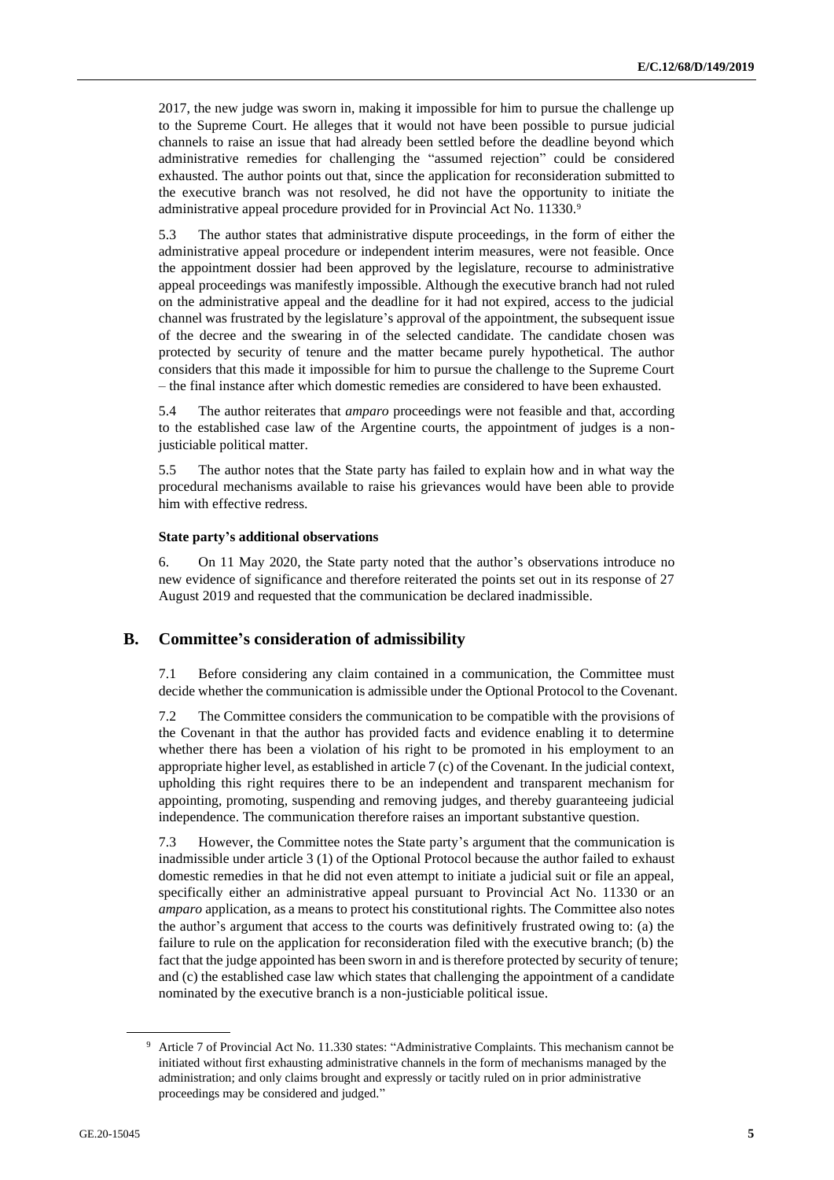2017, the new judge was sworn in, making it impossible for him to pursue the challenge up to the Supreme Court. He alleges that it would not have been possible to pursue judicial channels to raise an issue that had already been settled before the deadline beyond which administrative remedies for challenging the "assumed rejection" could be considered exhausted. The author points out that, since the application for reconsideration submitted to the executive branch was not resolved, he did not have the opportunity to initiate the administrative appeal procedure provided for in Provincial Act No. 11330.[9]

5.3 The author states that administrative dispute proceedings, in the form of either the administrative appeal procedure or independent interim measures, were not feasible. Once the appointment dossier had been approved by the legislature, recourse to administrative appeal proceedings was manifestly impossible. Although the executive branch had not ruled on the administrative appeal and the deadline for it had not expired, access to the judicial channel was frustrated by the legislature's approval of the appointment, the subsequent issue of the decree and the swearing in of the selected candidate. The candidate chosen was protected by security of tenure and the matter became purely hypothetical. The author considers that this made it impossible for him to pursue the challenge to the Supreme Court – the final instance after which domestic remedies are considered to have been exhausted.

5.4 The author reiterates that *amparo* proceedings were not feasible and that, according to the established case law of the Argentine courts, the appointment of judges is a non-justiciable political matter.

5.5 The author notes that the State party has failed to explain how and in what way the procedural mechanisms available to raise his grievances would have been able to provide him with effective redress.

#### State party's additional observations

6. On 11 May 2020, the State party noted that the author's observations introduce no new evidence of significance and therefore reiterated the points set out in its response of 27 August 2019 and requested that the communication be declared inadmissible.

## B. Committee's consideration of admissibility

7.1 Before considering any claim contained in a communication, the Committee must decide whether the communication is admissible under the Optional Protocol to the Covenant.

7.2 The Committee considers the communication to be compatible with the provisions of the Covenant in that the author has provided facts and evidence enabling it to determine whether there has been a violation of his right to be promoted in his employment to an appropriate higher level, as established in article 7 (c) of the Covenant. In the judicial context, upholding this right requires there to be an independent and transparent mechanism for appointing, promoting, suspending and removing judges, and thereby guaranteeing judicial independence. The communication therefore raises an important substantive question.

7.3 However, the Committee notes the State party's argument that the communication is inadmissible under article 3 (1) of the Optional Protocol because the author failed to exhaust domestic remedies in that he did not even attempt to initiate a judicial suit or file an appeal, specifically either an administrative appeal pursuant to Provincial Act No. 11330 or an *amparo* application, as a means to protect his constitutional rights. The Committee also notes the author's argument that access to the courts was definitively frustrated owing to: (a) the failure to rule on the application for reconsideration filed with the executive branch; (b) the fact that the judge appointed has been sworn in and is therefore protected by security of tenure; and (c) the established case law which states that challenging the appointment of a candidate nominated by the executive branch is a non-justiciable political issue.

---

[9] Article 7 of Provincial Act No. 11.330 states: "Administrative Complaints. This mechanism cannot be initiated without first exhausting administrative channels in the form of mechanisms managed by the administration; and only claims brought and expressly or tacitly ruled on in prior administrative proceedings may be considered and judged."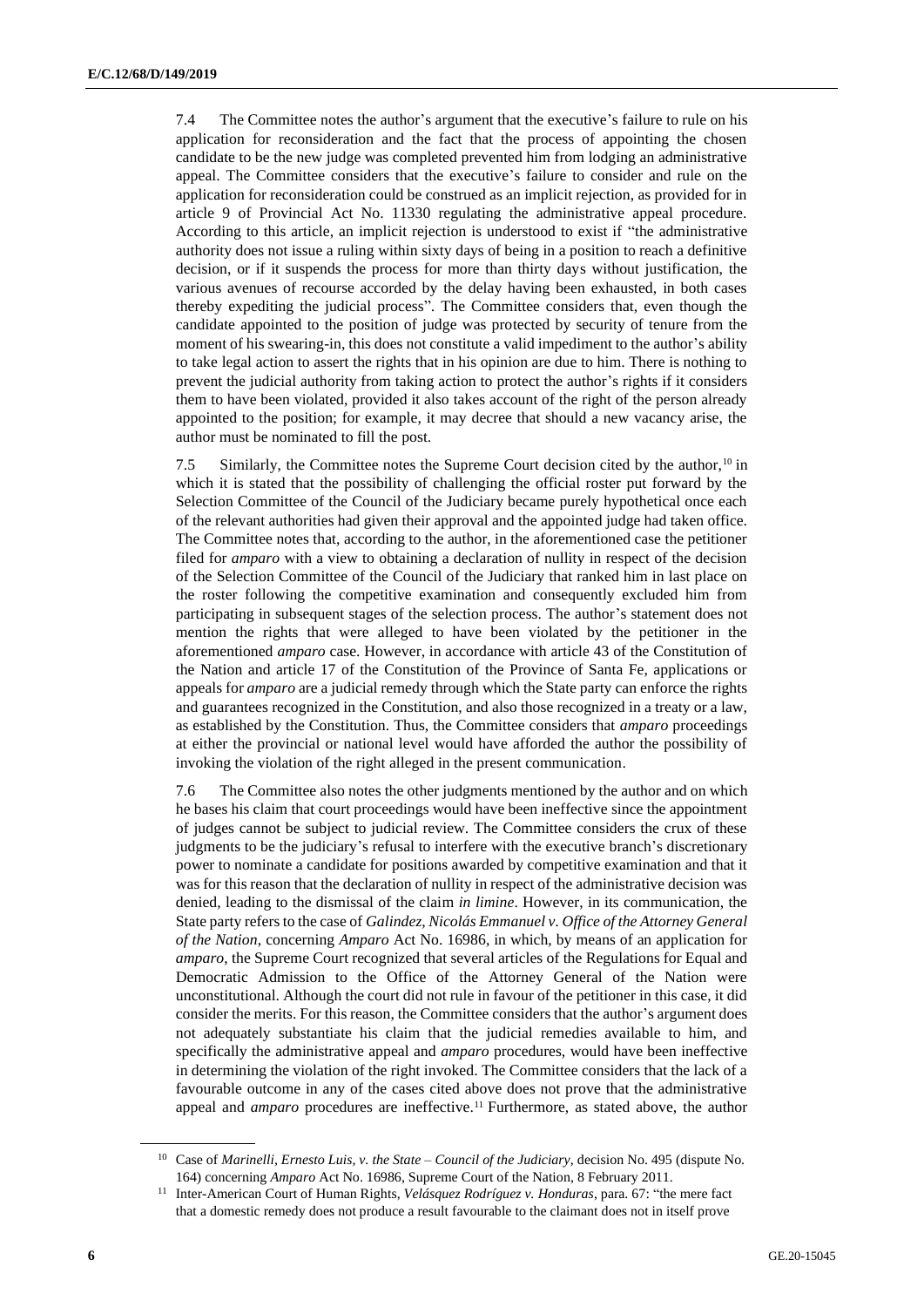7.4 The Committee notes the author's argument that the executive's failure to rule on his application for reconsideration and the fact that the process of appointing the chosen candidate to be the new judge was completed prevented him from lodging an administrative appeal. The Committee considers that the executive's failure to consider and rule on the application for reconsideration could be construed as an implicit rejection, as provided for in article 9 of Provincial Act No. 11330 regulating the administrative appeal procedure. According to this article, an implicit rejection is understood to exist if "the administrative authority does not issue a ruling within sixty days of being in a position to reach a definitive decision, or if it suspends the process for more than thirty days without justification, the various avenues of recourse accorded by the delay having been exhausted, in both cases thereby expediting the judicial process". The Committee considers that, even though the candidate appointed to the position of judge was protected by security of tenure from the moment of his swearing-in, this does not constitute a valid impediment to the author's ability to take legal action to assert the rights that in his opinion are due to him. There is nothing to prevent the judicial authority from taking action to protect the author's rights if it considers them to have been violated, provided it also takes account of the right of the person already appointed to the position; for example, it may decree that should a new vacancy arise, the author must be nominated to fill the post.

7.5 Similarly, the Committee notes the Supreme Court decision cited by the author,[10] in which it is stated that the possibility of challenging the official roster put forward by the Selection Committee of the Council of the Judiciary became purely hypothetical once each of the relevant authorities had given their approval and the appointed judge had taken office. The Committee notes that, according to the author, in the aforementioned case the petitioner filed for *amparo* with a view to obtaining a declaration of nullity in respect of the decision of the Selection Committee of the Council of the Judiciary that ranked him in last place on the roster following the competitive examination and consequently excluded him from participating in subsequent stages of the selection process. The author's statement does not mention the rights that were alleged to have been violated by the petitioner in the aforementioned *amparo* case. However, in accordance with article 43 of the Constitution of the Nation and article 17 of the Constitution of the Province of Santa Fe, applications or appeals for *amparo* are a judicial remedy through which the State party can enforce the rights and guarantees recognized in the Constitution, and also those recognized in a treaty or a law, as established by the Constitution. Thus, the Committee considers that *amparo* proceedings at either the provincial or national level would have afforded the author the possibility of invoking the violation of the right alleged in the present communication.

7.6 The Committee also notes the other judgments mentioned by the author and on which he bases his claim that court proceedings would have been ineffective since the appointment of judges cannot be subject to judicial review. The Committee considers the crux of these judgments to be the judiciary's refusal to interfere with the executive branch's discretionary power to nominate a candidate for positions awarded by competitive examination and that it was for this reason that the declaration of nullity in respect of the administrative decision was denied, leading to the dismissal of the claim *in limine*. However, in its communication, the State party refers to the case of *Galindez, Nicolás Emmanuel v. Office of the Attorney General of the Nation*, concerning *Amparo* Act No. 16986, in which, by means of an application for *amparo*, the Supreme Court recognized that several articles of the Regulations for Equal and Democratic Admission to the Office of the Attorney General of the Nation were unconstitutional. Although the court did not rule in favour of the petitioner in this case, it did consider the merits. For this reason, the Committee considers that the author's argument does not adequately substantiate his claim that the judicial remedies available to him, and specifically the administrative appeal and *amparo* procedures, would have been ineffective in determining the violation of the right invoked. The Committee considers that the lack of a favourable outcome in any of the cases cited above does not prove that the administrative appeal and *amparo* procedures are ineffective.[11] Furthermore, as stated above, the author

---

[10] Case of *Marinelli, Ernesto Luis, v. the State – Council of the Judiciary*, decision No. 495 (dispute No. 164) concerning *Amparo* Act No. 16986, Supreme Court of the Nation, 8 February 2011.

[11] Inter-American Court of Human Rights, *Velásquez Rodríguez v. Honduras*, para. 67: "the mere fact that a domestic remedy does not produce a result favourable to the claimant does not in itself prove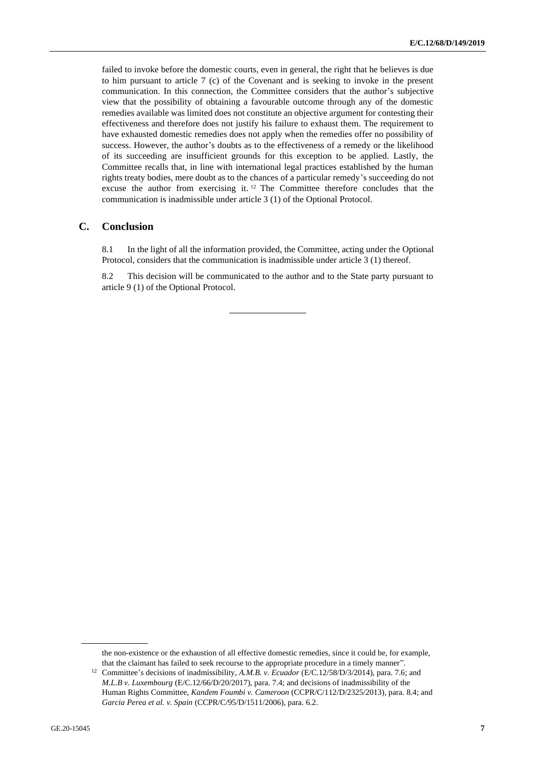failed to invoke before the domestic courts, even in general, the right that he believes is due to him pursuant to article 7 (c) of the Covenant and is seeking to invoke in the present communication. In this connection, the Committee considers that the author's subjective view that the possibility of obtaining a favourable outcome through any of the domestic remedies available was limited does not constitute an objective argument for contesting their effectiveness and therefore does not justify his failure to exhaust them. The requirement to have exhausted domestic remedies does not apply when the remedies offer no possibility of success. However, the author's doubts as to the effectiveness of a remedy or the likelihood of its succeeding are insufficient grounds for this exception to be applied. Lastly, the Committee recalls that, in line with international legal practices established by the human rights treaty bodies, mere doubt as to the chances of a particular remedy's succeeding do not excuse the author from exercising it.[12] The Committee therefore concludes that the communication is inadmissible under article 3 (1) of the Optional Protocol.

## C. Conclusion

8.1 In the light of all the information provided, the Committee, acting under the Optional Protocol, considers that the communication is inadmissible under article 3 (1) thereof.

8.2 This decision will be communicated to the author and to the State party pursuant to article 9 (1) of the Optional Protocol.

---

the non-existence or the exhaustion of all effective domestic remedies, since it could be, for example, that the claimant has failed to seek recourse to the appropriate procedure in a timely manner".

[12] Committee's decisions of inadmissibility, *A.M.B. v. Ecuador* (E/C.12/58/D/3/2014), para. 7.6; and *M.L.B v. Luxembourg* (E/C.12/66/D/20/2017), para. 7.4; and decisions of inadmissibility of the Human Rights Committee, *Kandem Foumbi v. Cameroon* (CCPR/C/112/D/2325/2013), para. 8.4; and *Garcia Perea et al. v. Spain* (CCPR/C/95/D/1511/2006), para. 6.2.